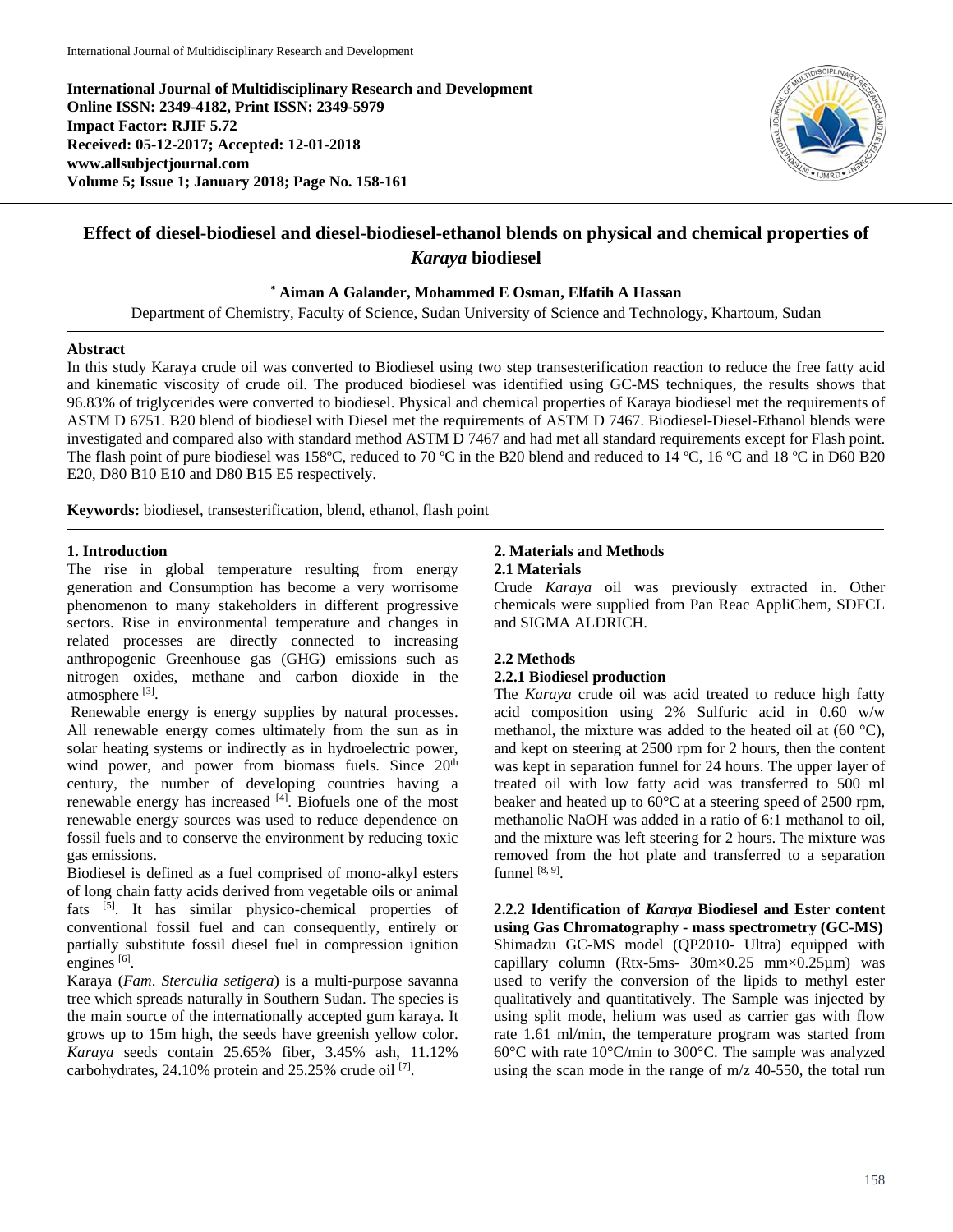**International Journal of Multidisciplinary Research and Development**
**Online ISSN: 2349-4182, Print ISSN: 2349-5979**
**Impact Factor: RJIF 5.72**
**Received: 05-12-2017; Accepted: 12-01-2018**
**www.allsubjectjournal.com**
**Volume 5; Issue 1; January 2018; Page No. 158-161**

# Effect of diesel-biodiesel and diesel-biodiesel-ethanol blends on physical and chemical properties of *Karaya* biodiesel

**\* Aiman A Galander, Mohammed E Osman, Elfatih A Hassan**

Department of Chemistry, Faculty of Science, Sudan University of Science and Technology, Khartoum, Sudan

## Abstract

In this study Karaya crude oil was converted to Biodiesel using two step transesterification reaction to reduce the free fatty acid and kinematic viscosity of crude oil. The produced biodiesel was identified using GC-MS techniques, the results shows that 96.83% of triglycerides were converted to biodiesel. Physical and chemical properties of Karaya biodiesel met the requirements of ASTM D 6751. B20 blend of biodiesel with Diesel met the requirements of ASTM D 7467. Biodiesel-Diesel-Ethanol blends were investigated and compared also with standard method ASTM D 7467 and had met all standard requirements except for Flash point. The flash point of pure biodiesel was 158ºC, reduced to 70 ºC in the B20 blend and reduced to 14 ºC, 16 ºC and 18 ºC in D60 B20 E20, D80 B10 E10 and D80 B15 E5 respectively.

**Keywords:** biodiesel, transesterification, blend, ethanol, flash point

## 1. Introduction

The rise in global temperature resulting from energy generation and Consumption has become a very worrisome phenomenon to many stakeholders in different progressive sectors. Rise in environmental temperature and changes in related processes are directly connected to increasing anthropogenic Greenhouse gas (GHG) emissions such as nitrogen oxides, methane and carbon dioxide in the atmosphere [3].

Renewable energy is energy supplies by natural processes. All renewable energy comes ultimately from the sun as in solar heating systems or indirectly as in hydroelectric power, wind power, and power from biomass fuels. Since 20th century, the number of developing countries having a renewable energy has increased [4]. Biofuels one of the most renewable energy sources was used to reduce dependence on fossil fuels and to conserve the environment by reducing toxic gas emissions.

Biodiesel is defined as a fuel comprised of mono-alkyl esters of long chain fatty acids derived from vegetable oils or animal fats [5]. It has similar physico-chemical properties of conventional fossil fuel and can consequently, entirely or partially substitute fossil diesel fuel in compression ignition engines [6].

Karaya (*Fam*. *Sterculia setigera*) is a multi-purpose savanna tree which spreads naturally in Southern Sudan. The species is the main source of the internationally accepted gum karaya. It grows up to 15m high, the seeds have greenish yellow color. *Karaya* seeds contain 25.65% fiber, 3.45% ash, 11.12% carbohydrates, 24.10% protein and 25.25% crude oil [7].

## 2. Materials and Methods

### 2.1 Materials

Crude *Karaya* oil was previously extracted in. Other chemicals were supplied from Pan Reac AppliChem, SDFCL and SIGMA ALDRICH.

### 2.2 Methods

#### 2.2.1 Biodiesel production

The *Karaya* crude oil was acid treated to reduce high fatty acid composition using 2% Sulfuric acid in 0.60 w/w methanol, the mixture was added to the heated oil at (60 °C), and kept on steering at 2500 rpm for 2 hours, then the content was kept in separation funnel for 24 hours. The upper layer of treated oil with low fatty acid was transferred to 500 ml beaker and heated up to 60°C at a steering speed of 2500 rpm, methanolic NaOH was added in a ratio of 6:1 methanol to oil, and the mixture was left steering for 2 hours. The mixture was removed from the hot plate and transferred to a separation funnel [8, 9].

#### 2.2.2 Identification of *Karaya* Biodiesel and Ester content using Gas Chromatography - mass spectrometry (GC-MS)

Shimadzu GC-MS model (QP2010- Ultra) equipped with capillary column (Rtx-5ms- 30m×0.25 mm×0.25µm) was used to verify the conversion of the lipids to methyl ester qualitatively and quantitatively. The Sample was injected by using split mode, helium was used as carrier gas with flow rate 1.61 ml/min, the temperature program was started from 60°C with rate 10°C/min to 300°C. The sample was analyzed using the scan mode in the range of m/z 40-550, the total run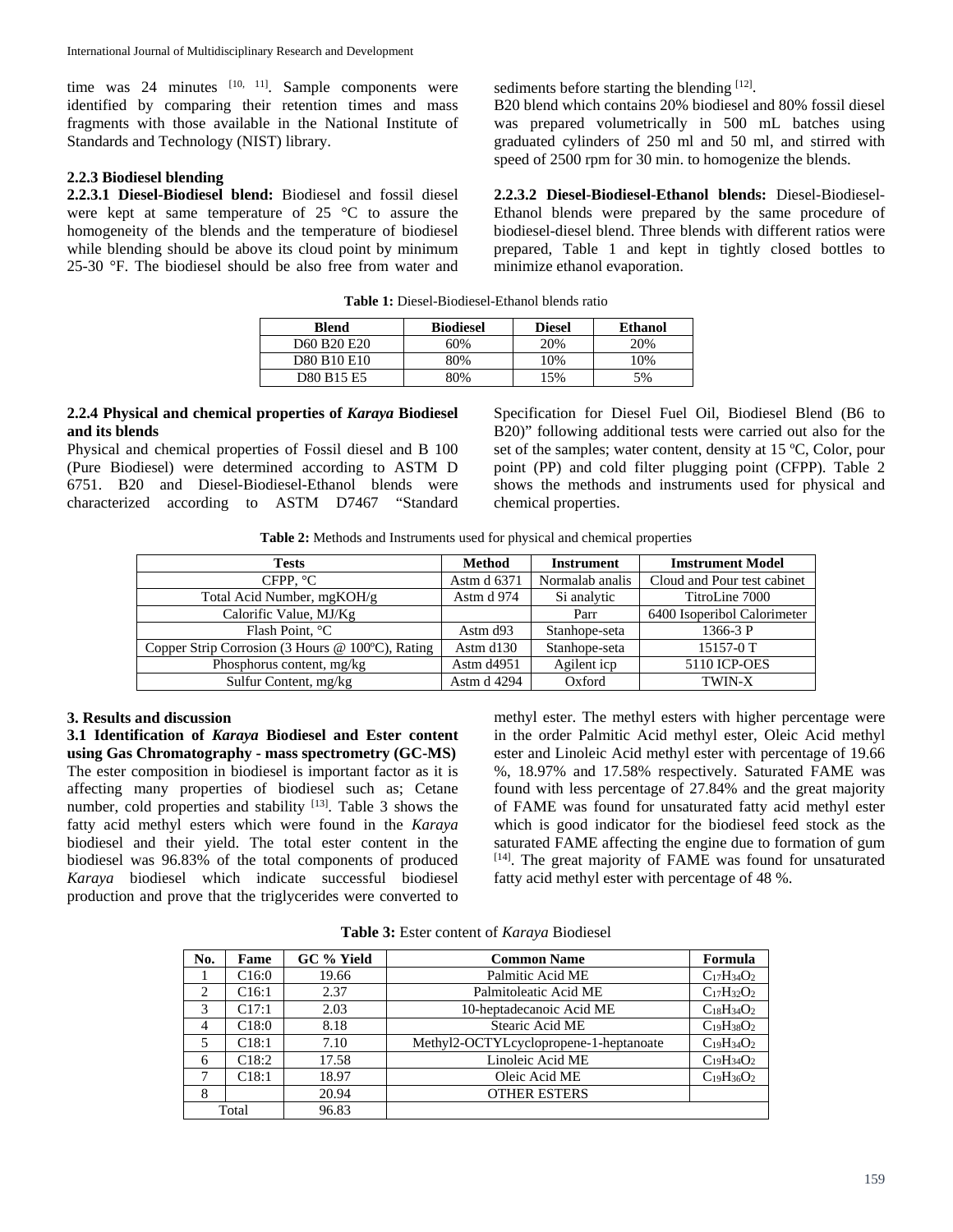time was 24 minutes [10, 11]. Sample components were identified by comparing their retention times and mass fragments with those available in the National Institute of Standards and Technology (NIST) library.

### 2.2.3 Biodiesel blending

**2.2.3.1 Diesel-Biodiesel blend:** Biodiesel and fossil diesel were kept at same temperature of 25 °C to assure the homogeneity of the blends and the temperature of biodiesel while blending should be above its cloud point by minimum 25-30 °F. The biodiesel should be also free from water and sediments before starting the blending [12].

B20 blend which contains 20% biodiesel and 80% fossil diesel was prepared volumetrically in 500 mL batches using graduated cylinders of 250 ml and 50 ml, and stirred with speed of 2500 rpm for 30 min. to homogenize the blends.

**2.2.3.2 Diesel-Biodiesel-Ethanol blends:** Diesel-Biodiesel-Ethanol blends were prepared by the same procedure of biodiesel-diesel blend. Three blends with different ratios were prepared, Table 1 and kept in tightly closed bottles to minimize ethanol evaporation.

**Table 1:** Diesel-Biodiesel-Ethanol blends ratio

| Blend | Biodiesel | Diesel | Ethanol |
|---|---|---|---|
| D60 B20 E20 | 60% | 20% | 20% |
| D80 B10 E10 | 80% | 10% | 10% |
| D80 B15 E5 | 80% | 15% | 5% |

### 2.2.4 Physical and chemical properties of *Karaya* Biodiesel and its blends

Physical and chemical properties of Fossil diesel and B 100 (Pure Biodiesel) were determined according to ASTM D 6751. B20 and Diesel-Biodiesel-Ethanol blends were characterized according to ASTM D7467 "Standard Specification for Diesel Fuel Oil, Biodiesel Blend (B6 to B20)" following additional tests were carried out also for the set of the samples; water content, density at 15 ºC, Color, pour point (PP) and cold filter plugging point (CFPP). Table 2 shows the methods and instruments used for physical and chemical properties.

**Table 2:** Methods and Instruments used for physical and chemical properties

| Tests | Method | Instrument | Imstrument Model |
|---|---|---|---|
| CFPP, °C | Astm d 6371 | Normalab analis | Cloud and Pour test cabinet |
| Total Acid Number, mgKOH/g | Astm d 974 | Si analytic | TitroLine 7000 |
| Calorific Value, MJ/Kg | | Parr | 6400 Isoperibol Calorimeter |
| Flash Point, °C | Astm d93 | Stanhope-seta | 1366-3 P |
| Copper Strip Corrosion (3 Hours @ 100ºC), Rating | Astm d130 | Stanhope-seta | 15157-0 T |
| Phosphorus content, mg/kg | Astm d4951 | Agilent icp | 5110 ICP-OES |
| Sulfur Content, mg/kg | Astm d 4294 | Oxford | TWIN-X |

## 3. Results and discussion

### 3.1 Identification of *Karaya* Biodiesel and Ester content using Gas Chromatography - mass spectrometry (GC-MS)

The ester composition in biodiesel is important factor as it is affecting many properties of biodiesel such as; Cetane number, cold properties and stability [13]. Table 3 shows the fatty acid methyl esters which were found in the *Karaya* biodiesel and their yield. The total ester content in the biodiesel was 96.83% of the total components of produced *Karaya* biodiesel which indicate successful biodiesel production and prove that the triglycerides were converted to methyl ester. The methyl esters with higher percentage were in the order Palmitic Acid methyl ester, Oleic Acid methyl ester and Linoleic Acid methyl ester with percentage of 19.66 %, 18.97% and 17.58% respectively. Saturated FAME was found with less percentage of 27.84% and the great majority of FAME was found for unsaturated fatty acid methyl ester which is good indicator for the biodiesel feed stock as the saturated FAME affecting the engine due to formation of gum [14]. The great majority of FAME was found for unsaturated fatty acid methyl ester with percentage of 48 %.

**Table 3:** Ester content of *Karaya* Biodiesel

| No. | Fame | GC % Yield | Common Name | Formula |
|---|---|---|---|---|
| 1 | C16:0 | 19.66 | Palmitic Acid ME | $C_{17}H_{34}O_2$ |
| 2 | C16:1 | 2.37 | Palmitoleatic Acid ME | $C_{17}H_{32}O_2$ |
| 3 | C17:1 | 2.03 | 10-heptadecanoic Acid ME | $C_{18}H_{34}O_2$ |
| 4 | C18:0 | 8.18 | Stearic Acid ME | $C_{19}H_{38}O_2$ |
| 5 | C18:1 | 7.10 | Methyl2-OCTYLcyclopropene-1-heptanoate | $C_{19}H_{34}O_2$ |
| 6 | C18:2 | 17.58 | Linoleic Acid ME | $C_{19}H_{34}O_2$ |
| 7 | C18:1 | 18.97 | Oleic Acid ME | $C_{19}H_{36}O_2$ |
| 8 | | 20.94 | OTHER ESTERS | |
| Total | | 96.83 | | |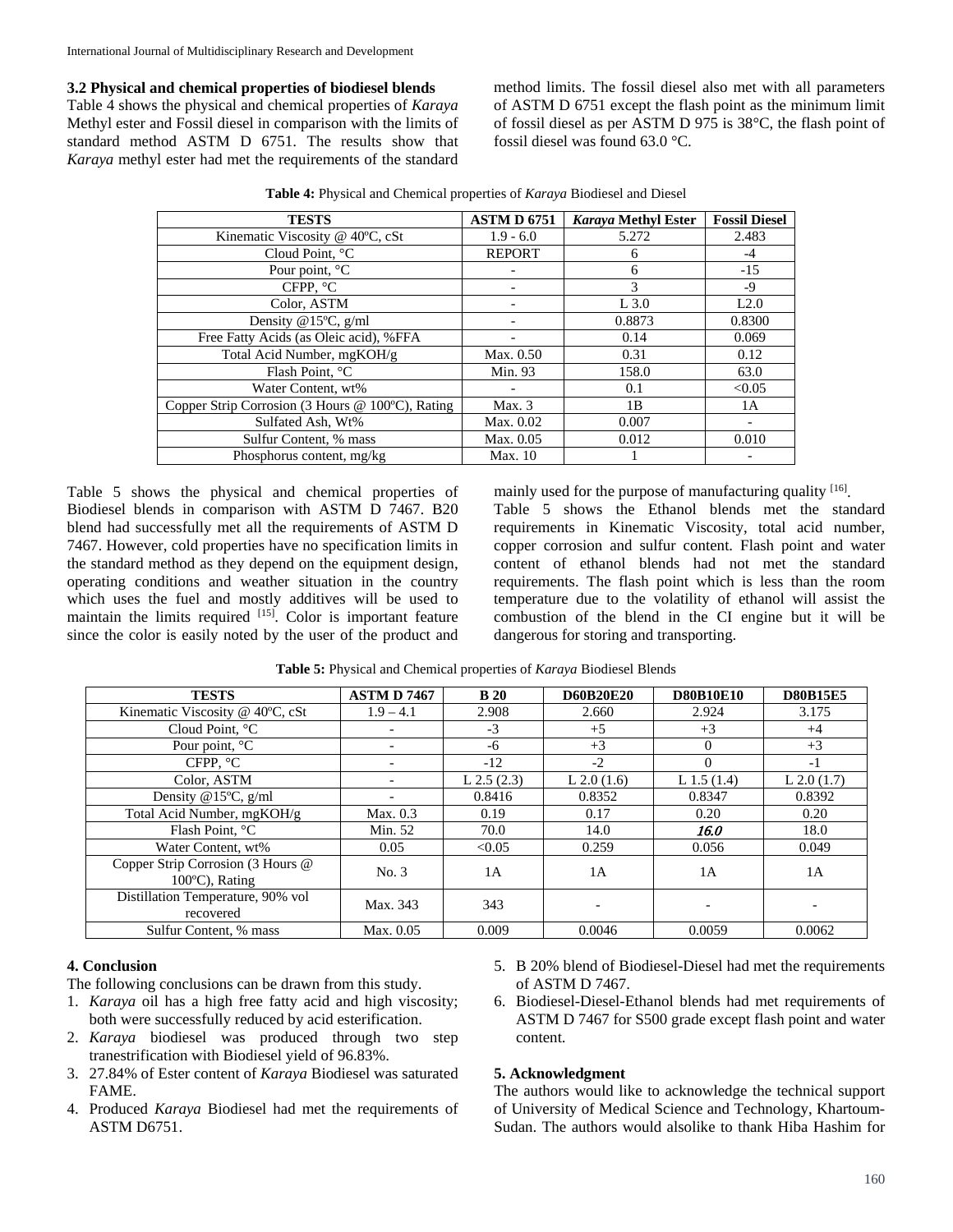### 3.2 Physical and chemical properties of biodiesel blends

Table 4 shows the physical and chemical properties of *Karaya* Methyl ester and Fossil diesel in comparison with the limits of standard method ASTM D 6751. The results show that *Karaya* methyl ester had met the requirements of the standard method limits. The fossil diesel also met with all parameters of ASTM D 6751 except the flash point as the minimum limit of fossil diesel as per ASTM D 975 is 38°C, the flash point of fossil diesel was found 63.0 °C.

**Table 4:** Physical and Chemical properties of *Karaya* Biodiesel and Diesel

| TESTS | ASTM D 6751 | *Karaya* Methyl Ester | Fossil Diesel |
|---|---|---|---|
| Kinematic Viscosity @ 40ºC, cSt | 1.9 - 6.0 | 5.272 | 2.483 |
| Cloud Point, °C | REPORT | 6 | -4 |
| Pour point, °C | - | 6 | -15 |
| CFPP, °C | - | 3 | -9 |
| Color, ASTM | - | L 3.0 | L2.0 |
| Density @15ºC, g/ml | - | 0.8873 | 0.8300 |
| Free Fatty Acids (as Oleic acid), %FFA | - | 0.14 | 0.069 |
| Total Acid Number, mgKOH/g | Max. 0.50 | 0.31 | 0.12 |
| Flash Point, °C | Min. 93 | 158.0 | 63.0 |
| Water Content, wt% | - | 0.1 | <0.05 |
| Copper Strip Corrosion (3 Hours @ 100ºC), Rating | Max. 3 | 1B | 1A |
| Sulfated Ash, Wt% | Max. 0.02 | 0.007 | - |
| Sulfur Content, % mass | Max. 0.05 | 0.012 | 0.010 |
| Phosphorus content, mg/kg | Max. 10 | 1 | - |

Table 5 shows the physical and chemical properties of Biodiesel blends in comparison with ASTM D 7467. B20 blend had successfully met all the requirements of ASTM D 7467. However, cold properties have no specification limits in the standard method as they depend on the equipment design, operating conditions and weather situation in the country which uses the fuel and mostly additives will be used to maintain the limits required [15]. Color is important feature since the color is easily noted by the user of the product and mainly used for the purpose of manufacturing quality [16].

Table 5 shows the Ethanol blends met the standard requirements in Kinematic Viscosity, total acid number, copper corrosion and sulfur content. Flash point and water content of ethanol blends had not met the standard requirements. The flash point which is less than the room temperature due to the volatility of ethanol will assist the combustion of the blend in the CI engine but it will be dangerous for storing and transporting.

**Table 5:** Physical and Chemical properties of *Karaya* Biodiesel Blends

| TESTS | ASTM D 7467 | B 20 | D60B20E20 | D80B10E10 | D80B15E5 |
|---|---|---|---|---|---|
| Kinematic Viscosity @ 40ºC, cSt | 1.9 – 4.1 | 2.908 | 2.660 | 2.924 | 3.175 |
| Cloud Point, °C | - | -3 | +5 | +3 | +4 |
| Pour point, °C | - | -6 | +3 | 0 | +3 |
| CFPP, °C | - | -12 | -2 | 0 | -1 |
| Color, ASTM | - | L 2.5 (2.3) | L 2.0 (1.6) | L 1.5 (1.4) | L 2.0 (1.7) |
| Density @15ºC, g/ml | - | 0.8416 | 0.8352 | 0.8347 | 0.8392 |
| Total Acid Number, mgKOH/g | Max. 0.3 | 0.19 | 0.17 | 0.20 | 0.20 |
| Flash Point, °C | Min. 52 | 70.0 | 14.0 | *16.0* | 18.0 |
| Water Content, wt% | 0.05 | <0.05 | 0.259 | 0.056 | 0.049 |
| Copper Strip Corrosion (3 Hours @ 100ºC), Rating | No. 3 | 1A | 1A | 1A | 1A |
| Distillation Temperature, 90% vol recovered | Max. 343 | 343 | - | - | - |
| Sulfur Content, % mass | Max. 0.05 | 0.009 | 0.0046 | 0.0059 | 0.0062 |

## 4. Conclusion

The following conclusions can be drawn from this study.

1. *Karaya* oil has a high free fatty acid and high viscosity; both were successfully reduced by acid esterification.
2. *Karaya* biodiesel was produced through two step tranestrification with Biodiesel yield of 96.83%.
3. 27.84% of Ester content of *Karaya* Biodiesel was saturated FAME.
4. Produced *Karaya* Biodiesel had met the requirements of ASTM D6751.
5. B 20% blend of Biodiesel-Diesel had met the requirements of ASTM D 7467.
6. Biodiesel-Diesel-Ethanol blends had met requirements of ASTM D 7467 for S500 grade except flash point and water content.

## 5. Acknowledgment

The authors would like to acknowledge the technical support of University of Medical Science and Technology, Khartoum-Sudan. The authors would alsolike to thank Hiba Hashim for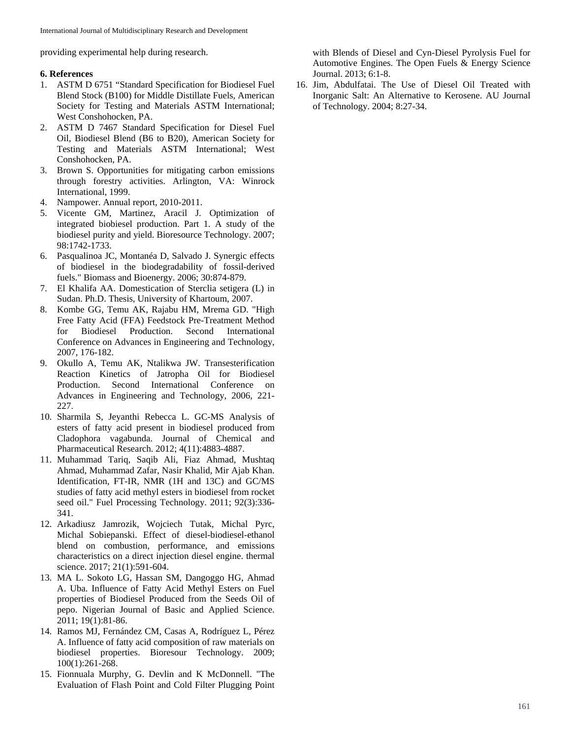providing experimental help during research.

## 6. References

1. ASTM D 6751 "Standard Specification for Biodiesel Fuel Blend Stock (B100) for Middle Distillate Fuels, American Society for Testing and Materials ASTM International; West Conshohocken, PA.
2. ASTM D 7467 Standard Specification for Diesel Fuel Oil, Biodiesel Blend (B6 to B20), American Society for Testing and Materials ASTM International; West Conshohocken, PA.
3. Brown S. Opportunities for mitigating carbon emissions through forestry activities. Arlington, VA: Winrock International, 1999.
4. Nampower. Annual report, 2010-2011.
5. Vicente GM, Martinez, Aracil J. Optimization of integrated biobiesel production. Part 1. A study of the biodiesel purity and yield. Bioresource Technology. 2007; 98:1742-1733.
6. Pasqualinoa JC, Montanéa D, Salvado J. Synergic effects of biodiesel in the biodegradability of fossil-derived fuels." Biomass and Bioenergy. 2006; 30:874-879.
7. El Khalifa AA. Domestication of Sterclia setigera (L) in Sudan. Ph.D. Thesis, University of Khartoum, 2007.
8. Kombe GG, Temu AK, Rajabu HM, Mrema GD. "High Free Fatty Acid (FFA) Feedstock Pre-Treatment Method for Biodiesel Production. Second International Conference on Advances in Engineering and Technology, 2007, 176-182.
9. Okullo A, Temu AK, Ntalikwa JW. Transesterification Reaction Kinetics of Jatropha Oil for Biodiesel Production. Second International Conference on Advances in Engineering and Technology, 2006, 221-227.
10. Sharmila S, Jeyanthi Rebecca L. GC-MS Analysis of esters of fatty acid present in biodiesel produced from Cladophora vagabunda. Journal of Chemical and Pharmaceutical Research. 2012; 4(11):4883-4887.
11. Muhammad Tariq, Saqib Ali, Fiaz Ahmad, Mushtaq Ahmad, Muhammad Zafar, Nasir Khalid, Mir Ajab Khan. Identification, FT-IR, NMR (1H and 13C) and GC/MS studies of fatty acid methyl esters in biodiesel from rocket seed oil." Fuel Processing Technology. 2011; 92(3):336-341.
12. Arkadiusz Jamrozik, Wojciech Tutak, Michal Pyrc, Michal Sobiepanski. Effect of diesel-biodiesel-ethanol blend on combustion, performance, and emissions characteristics on a direct injection diesel engine. thermal science. 2017; 21(1):591-604.
13. MA L. Sokoto LG, Hassan SM, Dangoggo HG, Ahmad A. Uba. Influence of Fatty Acid Methyl Esters on Fuel properties of Biodiesel Produced from the Seeds Oil of pepo. Nigerian Journal of Basic and Applied Science. 2011; 19(1):81-86.
14. Ramos MJ, Fernández CM, Casas A, Rodríguez L, Pérez A. Influence of fatty acid composition of raw materials on biodiesel properties. Bioresour Technology. 2009; 100(1):261-268.
15. Fionnuala Murphy, G. Devlin and K McDonnell. "The Evaluation of Flash Point and Cold Filter Plugging Point with Blends of Diesel and Cyn-Diesel Pyrolysis Fuel for Automotive Engines. The Open Fuels & Energy Science Journal. 2013; 6:1-8.
16. Jim, Abdulfatai. The Use of Diesel Oil Treated with Inorganic Salt: An Alternative to Kerosene. AU Journal of Technology. 2004; 8:27-34.